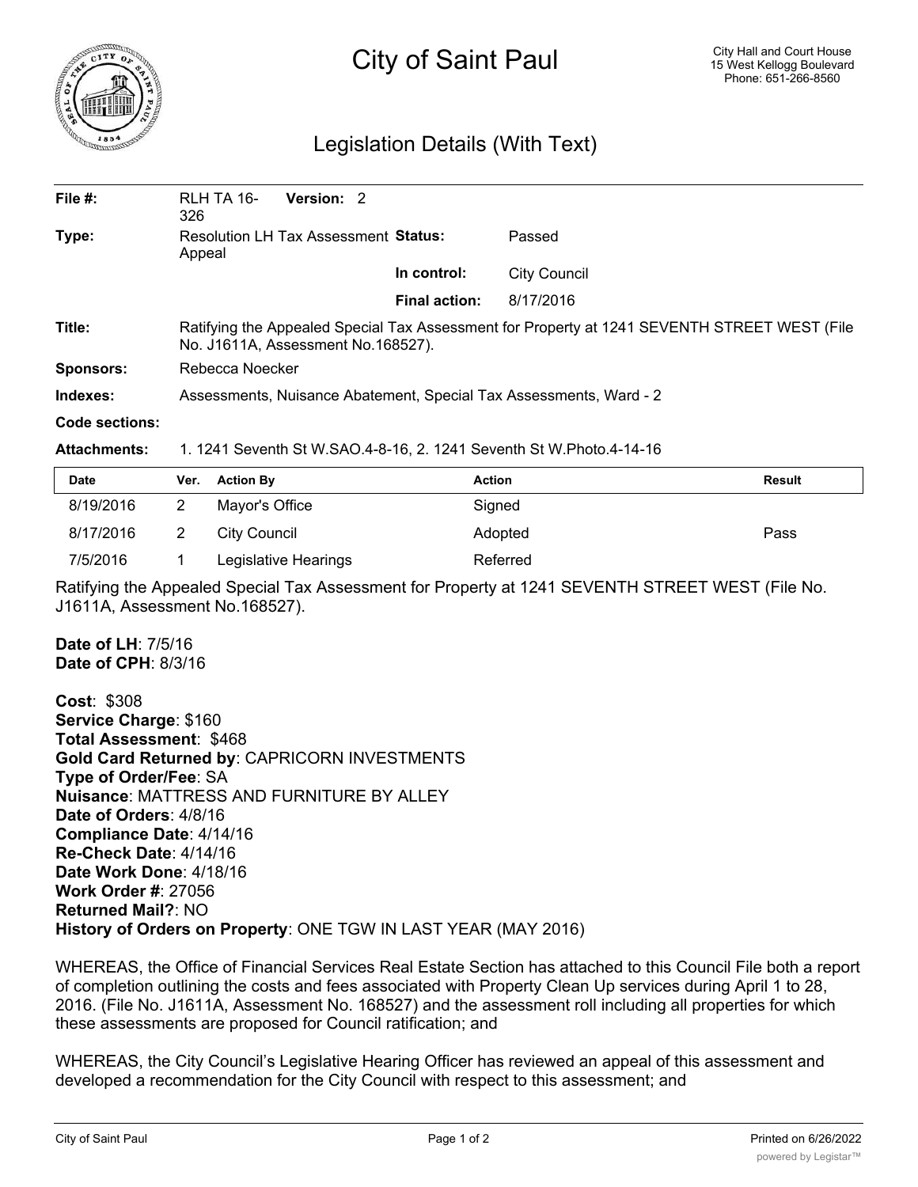# City of Saint Paul

City Hall and Court House
15 West Kellogg Boulevard
Phone: 651-266-8560

## Legislation Details (With Text)

| | | | |
|---|---|---|---|
| **File #:** | RLH TA 16-326 **Version:** 2 | | |
| **Type:** | Resolution LH Tax Assessment Appeal | **Status:** | Passed |
| | | **In control:** | City Council |
| | | **Final action:** | 8/17/2016 |
| **Title:** | Ratifying the Appealed Special Tax Assessment for Property at 1241 SEVENTH STREET WEST (File No. J1611A, Assessment No.168527). | | |
| **Sponsors:** | Rebecca Noecker | | |
| **Indexes:** | Assessments, Nuisance Abatement, Special Tax Assessments, Ward - 2 | | |
| **Code sections:** | | | |
| **Attachments:** | 1. 1241 Seventh St W.SAO.4-8-16, 2. 1241 Seventh St W.Photo.4-14-16 | | |

| Date | Ver. | Action By | Action | Result |
|---|---|---|---|---|
| 8/19/2016 | 2 | Mayor's Office | Signed | |
| 8/17/2016 | 2 | City Council | Adopted | Pass |
| 7/5/2016 | 1 | Legislative Hearings | Referred | |

Ratifying the Appealed Special Tax Assessment for Property at 1241 SEVENTH STREET WEST (File No. J1611A, Assessment No.168527).

**Date of LH**: 7/5/16
**Date of CPH**: 8/3/16

**Cost**: $308
**Service Charge**: $160
**Total Assessment**: $468
**Gold Card Returned by**: CAPRICORN INVESTMENTS
**Type of Order/Fee**: SA
**Nuisance**: MATTRESS AND FURNITURE BY ALLEY
**Date of Orders**: 4/8/16
**Compliance Date**: 4/14/16
**Re-Check Date**: 4/14/16
**Date Work Done**: 4/18/16
**Work Order #**: 27056
**Returned Mail?**: NO
**History of Orders on Property**: ONE TGW IN LAST YEAR (MAY 2016)

WHEREAS, the Office of Financial Services Real Estate Section has attached to this Council File both a report of completion outlining the costs and fees associated with Property Clean Up services during April 1 to 28, 2016. (File No. J1611A, Assessment No. 168527) and the assessment roll including all properties for which these assessments are proposed for Council ratification; and

WHEREAS, the City Council's Legislative Hearing Officer has reviewed an appeal of this assessment and developed a recommendation for the City Council with respect to this assessment; and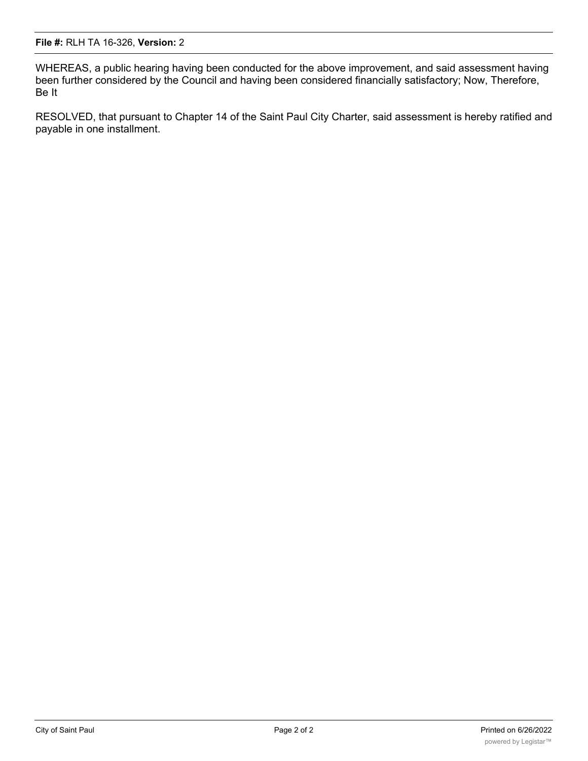WHEREAS, a public hearing having been conducted for the above improvement, and said assessment having been further considered by the Council and having been considered financially satisfactory; Now, Therefore, Be It

RESOLVED, that pursuant to Chapter 14 of the Saint Paul City Charter, said assessment is hereby ratified and payable in one installment.